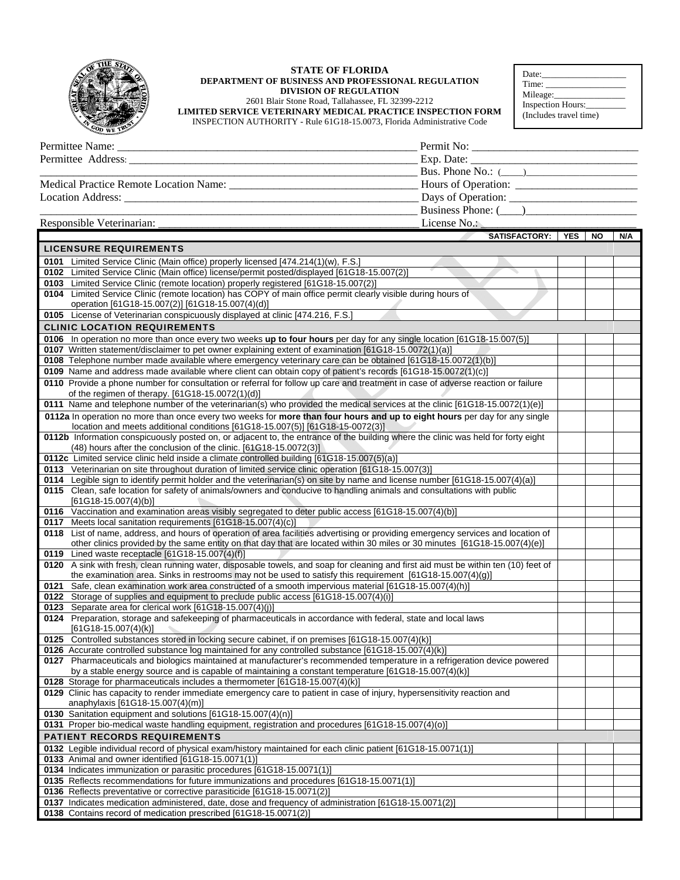**STATE OF FLORIDA**
**DEPARTMENT OF BUSINESS AND PROFESSIONAL REGULATION**
**DIVISION OF REGULATION**
2601 Blair Stone Road, Tallahassee, FL 32399-2212
**LIMITED SERVICE VETERINARY MEDICAL PRACTICE INSPECTION FORM**
INSPECTION AUTHORITY - Rule 61G18-15.0073, Florida Administrative Code

Date:___________________
Time: __________________
Mileage:________________
Inspection Hours:_________
(Includes travel time)

Permittee Name: ______________________________________________ Permit No: ____________________________
Permittee Address: ____________________________________________ Exp. Date: ____________________________
______________________________________________________________ Bus. Phone No.: (____)____________________
Medical Practice Remote Location Name: ______________________________ Hours of Operation: ____________________
Location Address: ______________________________________________ Days of Operation: _____________________
______________________________________________________________ Business Phone: (____)___________________
Responsible Veterinarian: ____________________________________________ License No.: __________________________

| | SATISFACTORY: | YES | NO | N/A |
|---|---|---|---|---|
| **LICENSURE REQUIREMENTS** | | | | |
| **0101** | Limited Service Clinic (Main office) properly licensed [474.214(1)(w), F.S.] | | | |
| **0102** | Limited Service Clinic (Main office) license/permit posted/displayed [61G18-15.007(2)] | | | |
| **0103** | Limited Service Clinic (remote location) properly registered [61G18-15.007(2)] | | | |
| **0104** | Limited Service Clinic (remote location) has COPY of main office permit clearly visible during hours of operation [61G18-15.007(2)] [61G18-15.007(4)(d)] | | | |
| **0105** | License of Veterinarian conspicuously displayed at clinic [474.216, F.S.] | | | |
| **CLINIC LOCATION REQUIREMENTS** | | | | |
| **0106** | In operation no more than once every two weeks **up to four hours** per day for any single location [61G18-15.007(5)] | | | |
| **0107** | Written statement/disclaimer to pet owner explaining extent of examination [61G18-15.0072(1)(a)] | | | |
| **0108** | Telephone number made available where emergency veterinary care can be obtained [61G18-15.0072(1)(b)] | | | |
| **0109** | Name and address made available where client can obtain copy of patient's records [61G18-15.0072(1)(c)] | | | |
| **0110** | Provide a phone number for consultation or referral for follow up care and treatment in case of adverse reaction or failure of the regimen of therapy. [61G18-15.0072(1)(d)] | | | |
| **0111** | Name and telephone number of the veterinarian(s) who provided the medical services at the clinic [61G18-15.0072(1)(e)] | | | |
| **0112a** | In operation no more than once every two weeks for **more than four hours and up to eight hours** per day for any single location and meets additional conditions [61G18-15.007(5)] [61G18-15-0072(3)] | | | |
| **0112b** | Information conspicuously posted on, or adjacent to, the entrance of the building where the clinic was held for forty eight (48) hours after the conclusion of the clinic. [61G18-15.0072(3)] | | | |
| **0112c** | Limited service clinic held inside a climate controlled building [61G18-15.007(5)(a)] | | | |
| **0113** | Veterinarian on site throughout duration of limited service clinic operation [61G18-15.007(3)] | | | |
| **0114** | Legible sign to identify permit holder and the veterinarian(s) on site by name and license number [61G18-15.007(4)(a)] | | | |
| **0115** | Clean, safe location for safety of animals/owners and conducive to handling animals and consultations with public [61G18-15.007(4)(b)] | | | |
| **0116** | Vaccination and examination areas visibly segregated to deter public access [61G18-15.007(4)(b)] | | | |
| **0117** | Meets local sanitation requirements [61G18-15.007(4)(c)] | | | |
| **0118** | List of name, address, and hours of operation of area facilities advertising or providing emergency services and location of other clinics provided by the same entity on that day that are located within 30 miles or 30 minutes [61G18-15.007(4)(e)] | | | |
| **0119** | Lined waste receptacle [61G18-15.007(4)(f)] | | | |
| **0120** | A sink with fresh, clean running water, disposable towels, and soap for cleaning and first aid must be within ten (10) feet of the examination area. Sinks in restrooms may not be used to satisfy this requirement [61G18-15.007(4)(g)] | | | |
| **0121** | Safe, clean examination work area constructed of a smooth impervious material [61G18-15.007(4)(h)] | | | |
| **0122** | Storage of supplies and equipment to preclude public access [61G18-15.007(4)(i)] | | | |
| **0123** | Separate area for clerical work [61G18-15.007(4)(j)] | | | |
| **0124** | Preparation, storage and safekeeping of pharmaceuticals in accordance with federal, state and local laws [61G18-15.007(4)(k)] | | | |
| **0125** | Controlled substances stored in locking secure cabinet, if on premises [61G18-15.007(4)(k)] | | | |
| **0126** | Accurate controlled substance log maintained for any controlled substance [61G18-15.007(4)(k)] | | | |
| **0127** | Pharmaceuticals and biologics maintained at manufacturer's recommended temperature in a refrigeration device powered by a stable energy source and is capable of maintaining a constant temperature [61G18-15.007(4)(k)] | | | |
| **0128** | Storage for pharmaceuticals includes a thermometer [61G18-15.007(4)(k)] | | | |
| **0129** | Clinic has capacity to render immediate emergency care to patient in case of injury, hypersensitivity reaction and anaphylaxis [61G18-15.007(4)(m)] | | | |
| **0130** | Sanitation equipment and solutions [61G18-15.007(4)(n)] | | | |
| **0131** | Proper bio-medical waste handling equipment, registration and procedures [61G18-15.007(4)(o)] | | | |
| **PATIENT RECORDS REQUIREMENTS** | | | | |
| **0132** | Legible individual record of physical exam/history maintained for each clinic patient [61G18-15.0071(1)] | | | |
| **0133** | Animal and owner identified [61G18-15.0071(1)] | | | |
| **0134** | Indicates immunization or parasitic procedures [61G18-15.0071(1)] | | | |
| **0135** | Reflects recommendations for future immunizations and procedures [61G18-15.0071(1)] | | | |
| **0136** | Reflects preventative or corrective parasiticide [61G18-15.0071(2)] | | | |
| **0137** | Indicates medication administered, date, dose and frequency of administration [61G18-15.0071(2)] | | | |
| **0138** | Contains record of medication prescribed [61G18-15.0071(2)] | | | |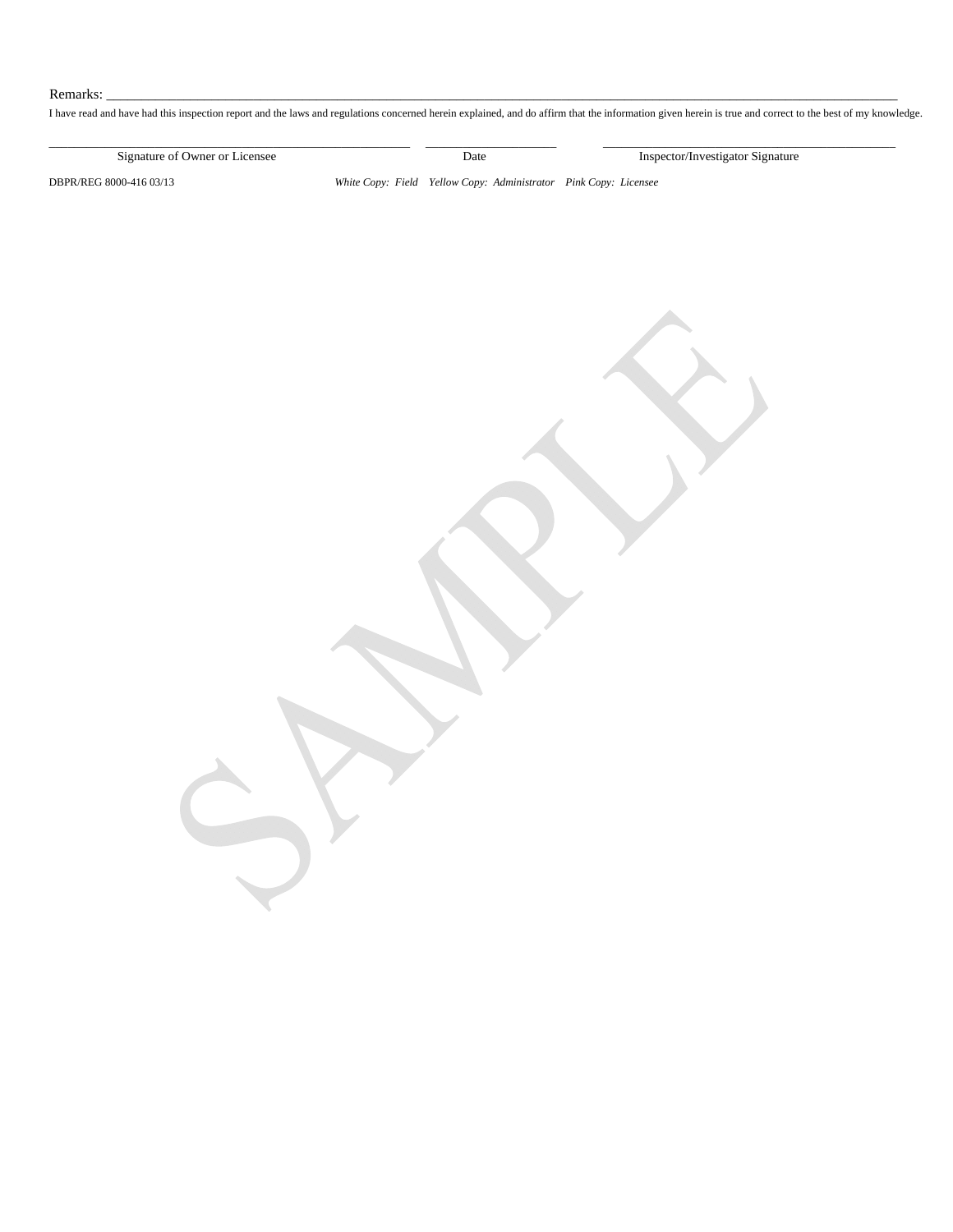Remarks: ___________________________________________________________________________________________________________

I have read and have had this inspection report and the laws and regulations concerned herein explained, and do affirm that the information given herein is true and correct to the best of my knowledge.

| Signature of Owner or Licensee | Date | Inspector/Investigator Signature |
|---|---|---|
| ______________________________ | ____________ | ______________________________ |

DBPR/REG 8000-416 03/13 *White Copy: Field Yellow Copy: Administrator Pink Copy: Licensee*

SAMPLE